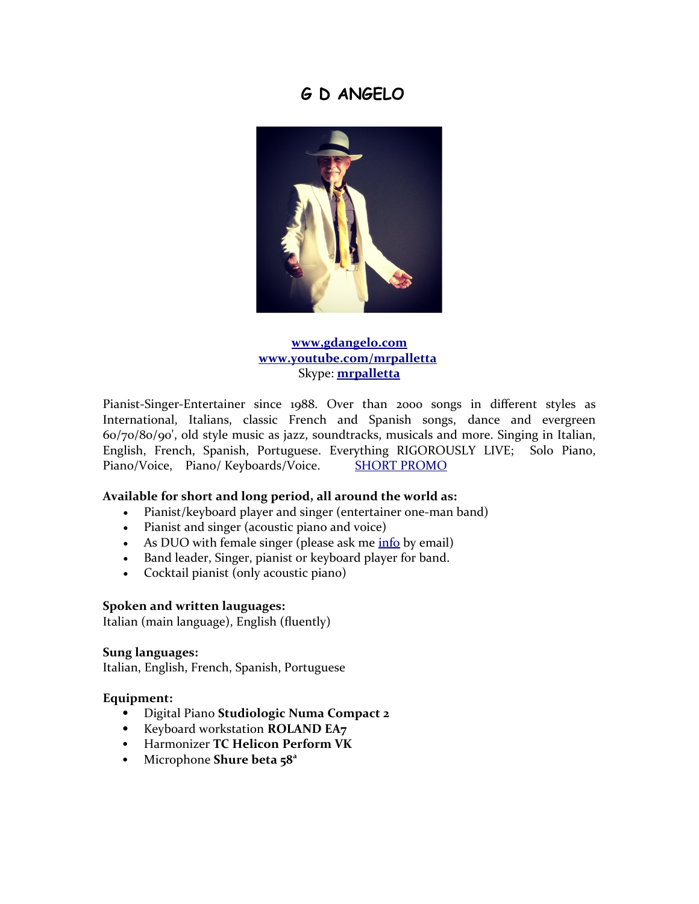# G D ANGELO

**www,gdangelo.com**
**www.youtube.com/mrpalletta**
Skype: **mrpalletta**

Pianist-Singer-Entertainer since 1988. Over than 2000 songs in different styles as International, Italians, classic French and Spanish songs, dance and evergreen 60/70/80/90', old style music as jazz, soundtracks, musicals and more. Singing in Italian, English, French, Spanish, Portuguese. Everything RIGOROUSLY LIVE; Solo Piano, Piano/Voice, Piano/ Keyboards/Voice. SHORT PROMO

**Available for short and long period, all around the world as:**

- Pianist/keyboard player and singer (entertainer one-man band)
- Pianist and singer (acoustic piano and voice)
- As DUO with female singer (please ask me info by email)
- Band leader, Singer, pianist or keyboard player for band.
- Cocktail pianist (only acoustic piano)

**Spoken and written lauguages:**
Italian (main language), English (fluently)

**Sung languages:**
Italian, English, French, Spanish, Portuguese

**Equipment:**

- Digital Piano **Studiologic Numa Compact 2**
- Keyboard workstation **ROLAND EA7**
- Harmonizer **TC Helicon Perform VK**
- Microphone **Shure beta 58ª**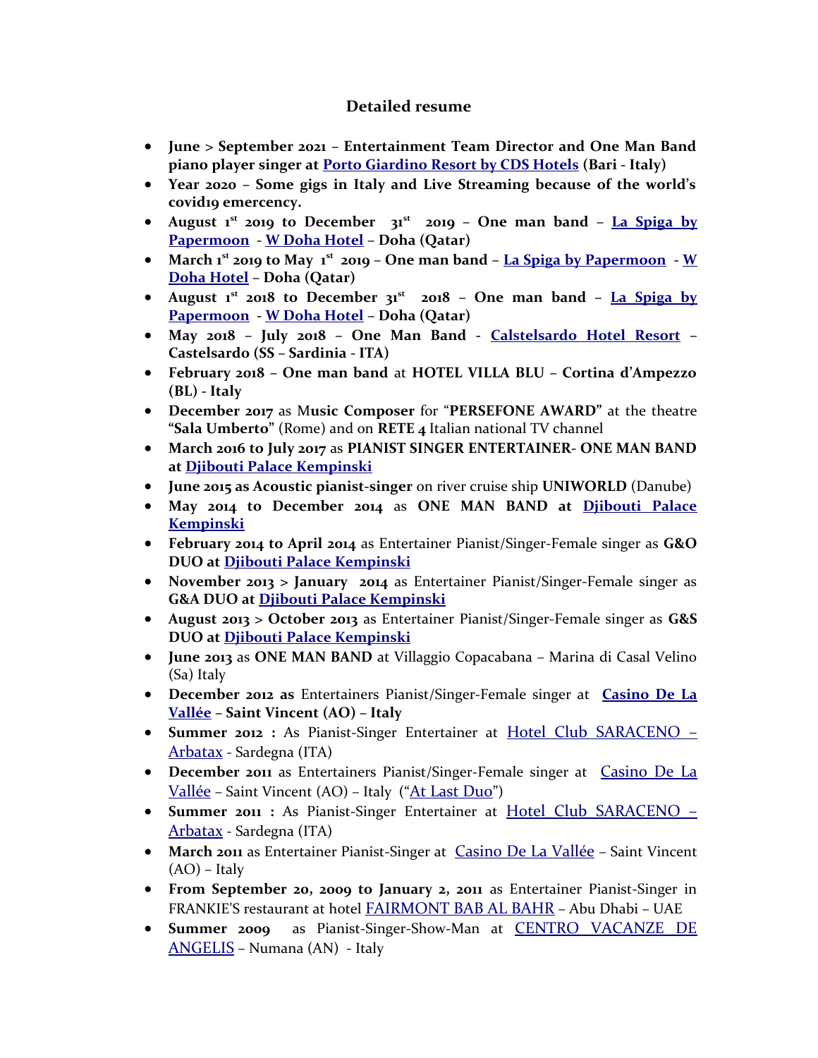### Detailed resume

- **June > September 2021 – Entertainment Team Director and One Man Band piano player singer at Porto Giardino Resort by CDS Hotels (Bari - Italy)**
- **Year 2020 – Some gigs in Italy and Live Streaming because of the world's covid19 emercency.**
- **August 1st 2019 to December 31st 2019 – One man band – La Spiga by Papermoon - W Doha Hotel – Doha (Qatar)**
- **March 1st 2019 to May 1st 2019 – One man band – La Spiga by Papermoon - W Doha Hotel – Doha (Qatar)**
- **August 1st 2018 to December 31st 2018 – One man band – La Spiga by Papermoon - W Doha Hotel – Doha (Qatar)**
- **May 2018 – July 2018 – One Man Band - Calstelsardo Hotel Resort – Castelsardo (SS – Sardinia - ITA)**
- **February 2018 – One man band** at **HOTEL VILLA BLU – Cortina d'Ampezzo (BL) - Italy**
- **December 2017** as M**usic Composer** for "**PERSEFONE AWARD**" at the theatre "**Sala Umberto**" (Rome) and on **RETE 4** Italian national TV channel
- **March 2016 to July 2017** as **PIANIST SINGER ENTERTAINER- ONE MAN BAND at Djibouti Palace Kempinski**
- **June 2015 as Acoustic pianist-singer** on river cruise ship **UNIWORLD** (Danube)
- **May 2014 to December 2014** as **ONE MAN BAND at Djibouti Palace Kempinski**
- **February 2014 to April 2014** as Entertainer Pianist/Singer-Female singer as **G&O DUO at Djibouti Palace Kempinski**
- **November 2013 > January 2014** as Entertainer Pianist/Singer-Female singer as **G&A DUO at Djibouti Palace Kempinski**
- **August 2013 > October 2013** as Entertainer Pianist/Singer-Female singer as **G&S DUO at Djibouti Palace Kempinski**
- **June 2013** as **ONE MAN BAND** at Villaggio Copacabana – Marina di Casal Velino (Sa) Italy
- **December 2012 as** Entertainers Pianist/Singer-Female singer at **Casino De La Vallée – Saint Vincent (AO) – Italy**
- **Summer 2012 :** As Pianist-Singer Entertainer at Hotel Club SARACENO – Arbatax - Sardegna (ITA)
- **December 2011** as Entertainers Pianist/Singer-Female singer at Casino De La Vallée – Saint Vincent (AO) – Italy ("At Last Duo")
- **Summer 2011 :** As Pianist-Singer Entertainer at Hotel Club SARACENO – Arbatax - Sardegna (ITA)
- **March 2011** as Entertainer Pianist-Singer at Casino De La Vallée – Saint Vincent (AO) – Italy
- **From September 20, 2009 to January 2, 2011** as Entertainer Pianist-Singer in FRANKIE'S restaurant at hotel FAIRMONT BAB AL BAHR – Abu Dhabi – UAE
- **Summer 2009** as Pianist-Singer-Show-Man at CENTRO VACANZE DE ANGELIS – Numana (AN) - Italy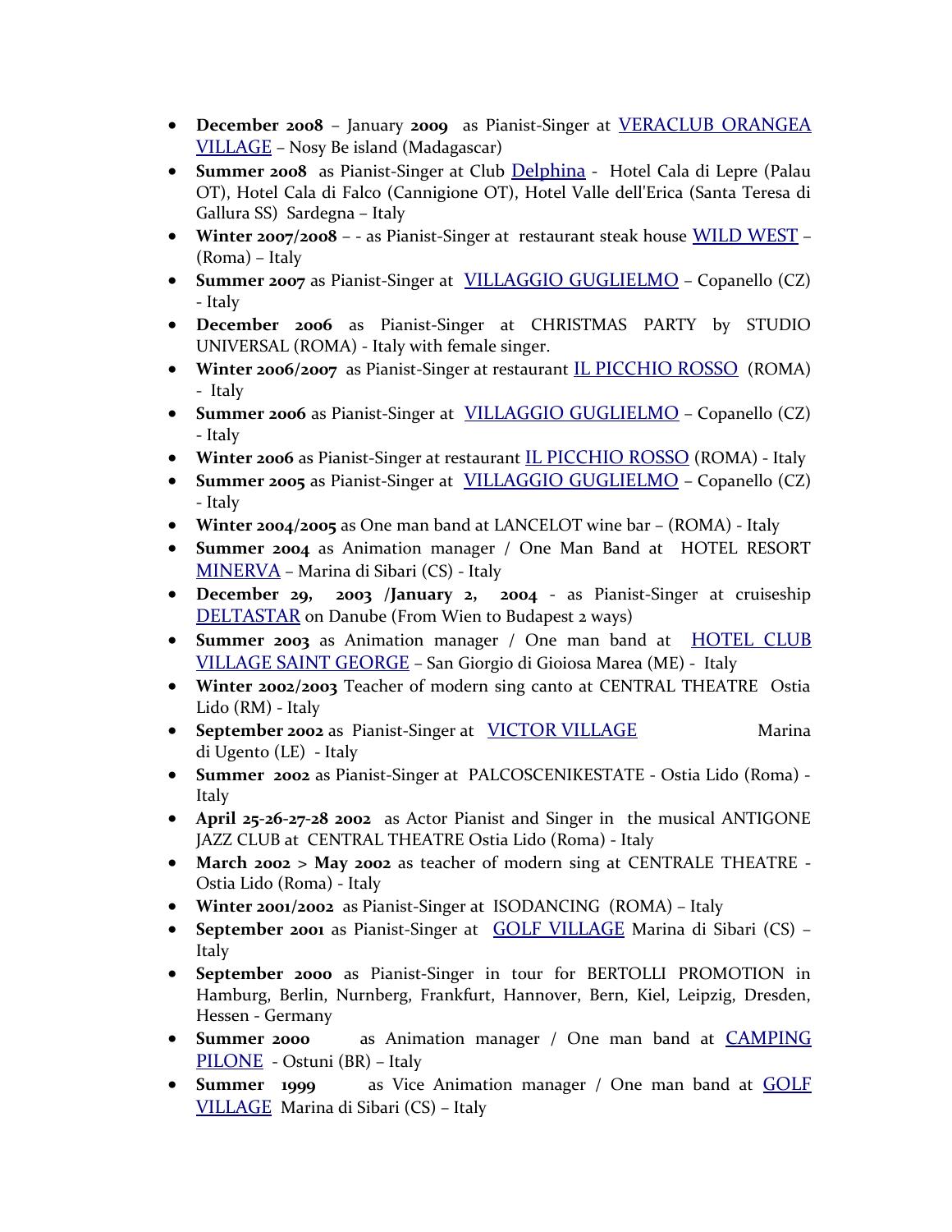- **December 2008** – January **2009** as Pianist-Singer at VERACLUB ORANGEA VILLAGE – Nosy Be island (Madagascar)
- **Summer 2008** as Pianist-Singer at Club Delphina - Hotel Cala di Lepre (Palau OT), Hotel Cala di Falco (Cannigione OT), Hotel Valle dell'Erica (Santa Teresa di Gallura SS) Sardegna – Italy
- **Winter 2007/2008** – - as Pianist-Singer at restaurant steak house WILD WEST – (Roma) – Italy
- **Summer 2007** as Pianist-Singer at VILLAGGIO GUGLIELMO – Copanello (CZ) - Italy
- **December 2006** as Pianist-Singer at CHRISTMAS PARTY by STUDIO UNIVERSAL (ROMA) - Italy with female singer.
- **Winter 2006/2007** as Pianist-Singer at restaurant IL PICCHIO ROSSO (ROMA) - Italy
- **Summer 2006** as Pianist-Singer at VILLAGGIO GUGLIELMO – Copanello (CZ) - Italy
- **Winter 2006** as Pianist-Singer at restaurant IL PICCHIO ROSSO (ROMA) - Italy
- **Summer 2005** as Pianist-Singer at VILLAGGIO GUGLIELMO – Copanello (CZ) - Italy
- **Winter 2004/2005** as One man band at LANCELOT wine bar – (ROMA) - Italy
- **Summer 2004** as Animation manager / One Man Band at HOTEL RESORT MINERVA – Marina di Sibari (CS) - Italy
- **December 29, 2003 /January 2, 2004** - as Pianist-Singer at cruiseship DELTASTAR on Danube (From Wien to Budapest 2 ways)
- **Summer 2003** as Animation manager / One man band at HOTEL CLUB VILLAGE SAINT GEORGE – San Giorgio di Gioiosa Marea (ME) - Italy
- **Winter 2002/2003** Teacher of modern sing canto at CENTRAL THEATRE Ostia Lido (RM) - Italy
- **September 2002** as Pianist-Singer at VICTOR VILLAGE Marina di Ugento (LE) - Italy
- **Summer 2002** as Pianist-Singer at PALCOSCENIKESTATE - Ostia Lido (Roma) - Italy
- **April 25-26-27-28 2002** as Actor Pianist and Singer in the musical ANTIGONE JAZZ CLUB at CENTRAL THEATRE Ostia Lido (Roma) - Italy
- **March 2002 > May 2002** as teacher of modern sing at CENTRALE THEATRE - Ostia Lido (Roma) - Italy
- **Winter 2001/2002** as Pianist-Singer at ISODANCING (ROMA) – Italy
- **September 2001** as Pianist-Singer at GOLF VILLAGE Marina di Sibari (CS) – Italy
- **September 2000** as Pianist-Singer in tour for BERTOLLI PROMOTION in Hamburg, Berlin, Nurnberg, Frankfurt, Hannover, Bern, Kiel, Leipzig, Dresden, Hessen - Germany
- **Summer 2000** as Animation manager / One man band at CAMPING PILONE - Ostuni (BR) – Italy
- **Summer 1999** as Vice Animation manager / One man band at GOLF VILLAGE Marina di Sibari (CS) – Italy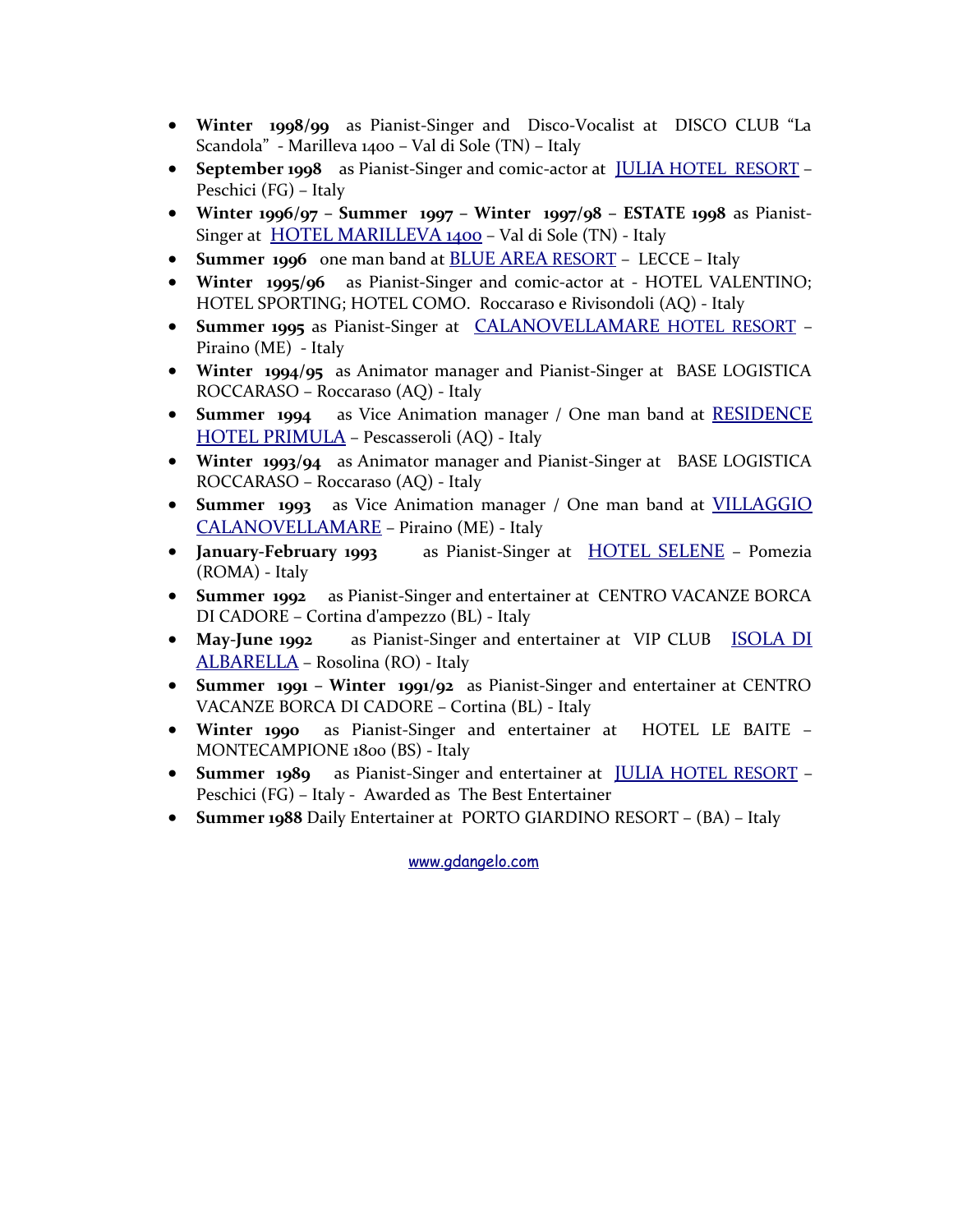- **Winter 1998/99** as Pianist-Singer and Disco-Vocalist at DISCO CLUB "La Scandola" - Marilleva 1400 – Val di Sole (TN) – Italy
- **September 1998** as Pianist-Singer and comic-actor at JULIA HOTEL RESORT – Peschici (FG) – Italy
- **Winter 1996/97** – **Summer 1997** – **Winter 1997/98** – **ESTATE 1998** as Pianist-Singer at HOTEL MARILLEVA 1400 – Val di Sole (TN) - Italy
- **Summer 1996** one man band at BLUE AREA RESORT – LECCE – Italy
- **Winter 1995/96** as Pianist-Singer and comic-actor at - HOTEL VALENTINO; HOTEL SPORTING; HOTEL COMO. Roccaraso e Rivisondoli (AQ) - Italy
- **Summer 1995** as Pianist-Singer at CALANOVELLAMARE HOTEL RESORT – Piraino (ME) - Italy
- **Winter 1994/95** as Animator manager and Pianist-Singer at BASE LOGISTICA ROCCARASO – Roccaraso (AQ) - Italy
- **Summer 1994** as Vice Animation manager / One man band at RESIDENCE HOTEL PRIMULA – Pescasseroli (AQ) - Italy
- **Winter 1993/94** as Animator manager and Pianist-Singer at BASE LOGISTICA ROCCARASO – Roccaraso (AQ) - Italy
- **Summer 1993** as Vice Animation manager / One man band at VILLAGGIO CALANOVELLAMARE – Piraino (ME) - Italy
- **January-February 1993** as Pianist-Singer at HOTEL SELENE – Pomezia (ROMA) - Italy
- **Summer 1992** as Pianist-Singer and entertainer at CENTRO VACANZE BORCA DI CADORE – Cortina d'ampezzo (BL) - Italy
- **May-June 1992** as Pianist-Singer and entertainer at VIP CLUB ISOLA DI ALBARELLA – Rosolina (RO) - Italy
- **Summer 1991** – **Winter 1991/92** as Pianist-Singer and entertainer at CENTRO VACANZE BORCA DI CADORE – Cortina (BL) - Italy
- **Winter 1990** as Pianist-Singer and entertainer at HOTEL LE BAITE – MONTECAMPIONE 1800 (BS) - Italy
- **Summer 1989** as Pianist-Singer and entertainer at JULIA HOTEL RESORT – Peschici (FG) – Italy - Awarded as The Best Entertainer
- **Summer 1988** Daily Entertainer at PORTO GIARDINO RESORT – (BA) – Italy

www.gdangelo.com